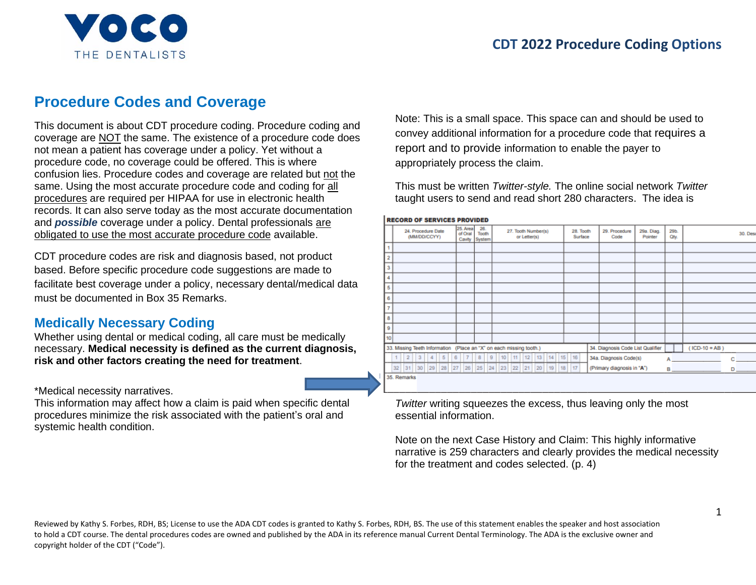# Procedure Codes and Coverage

This document is about CDT procedure coding. Procedure coding and coverage are NOT the same. The existence of a procedure code does not mean a patient has coverage under a policy. Yet without a procedure code, no coverage could be offered. This is where confusion lies. Procedure codes and coverage are related but not the same. Using the most accurate procedure code and coding for all procedures are required per HIPAA for use in electronic health records. It can also serve today as the most accurate documentation and ***possible*** coverage under a policy. Dental professionals are obligated to use the most accurate procedure code available.

CDT procedure codes are risk and diagnosis based, not product based. Before specific procedure code suggestions are made to facilitate best coverage under a policy, necessary dental/medical data must be documented in Box 35 Remarks.

## Medically Necessary Coding

Whether using dental or medical coding, all care must be medically necessary. **Medical necessity is defined as the current diagnosis, risk and other factors creating the need for treatment**.

*Medical necessity narratives.
This information may affect how a claim is paid when specific dental procedures minimize the risk associated with the patient's oral and systemic health condition.

Note: This is a small space. This space can and should be used to convey additional information for a procedure code that requires a report and to provide information to enable the payer to appropriately process the claim.

This must be written *Twitter-style.* The online social network *Twitter* taught users to send and read short 280 characters. The idea is

**RECORD OF SERVICES PROVIDED**

| | 24. Procedure Date (MM/DD/CCYY) | 25. Area of Oral Cavity | 26. Tooth System | 27. Tooth Number(s) or Letter(s) | 28. Tooth Surface | 29. Procedure Code | 29a. Diag. Pointer | 29b. Qty. | 30. Desc |
|---|---|---|---|---|---|---|---|---|---|
| 1 | | | | | | | | | |
| 2 | | | | | | | | | |
| 3 | | | | | | | | | |
| 4 | | | | | | | | | |
| 5 | | | | | | | | | |
| 6 | | | | | | | | | |
| 7 | | | | | | | | | |
| 8 | | | | | | | | | |
| 9 | | | | | | | | | |
| 10 | | | | | | | | | |

33. Missing Teeth Information (Place an "X" on each missing tooth.)
1 2 3 4 5 6 7 8 9 10 11 12 13 14 15 16
32 31 30 29 28 27 26 25 24 23 22 21 20 19 18 17

34. Diagnosis Code List Qualifier ( ICD-10 = AB )
34a. Diagnosis Code(s) (Primary diagnosis in "A") A B C D

35. Remarks

*Twitter* writing squeezes the excess, thus leaving only the most essential information.

Note on the next Case History and Claim: This highly informative narrative is 259 characters and clearly provides the medical necessity for the treatment and codes selected. (p. 4)

Reviewed by Kathy S. Forbes, RDH, BS; License to use the ADA CDT codes is granted to Kathy S. Forbes, RDH, BS. The use of this statement enables the speaker and host association to hold a CDT course. The dental procedures codes are owned and published by the ADA in its reference manual Current Dental Terminology. The ADA is the exclusive owner and copyright holder of the CDT ("Code").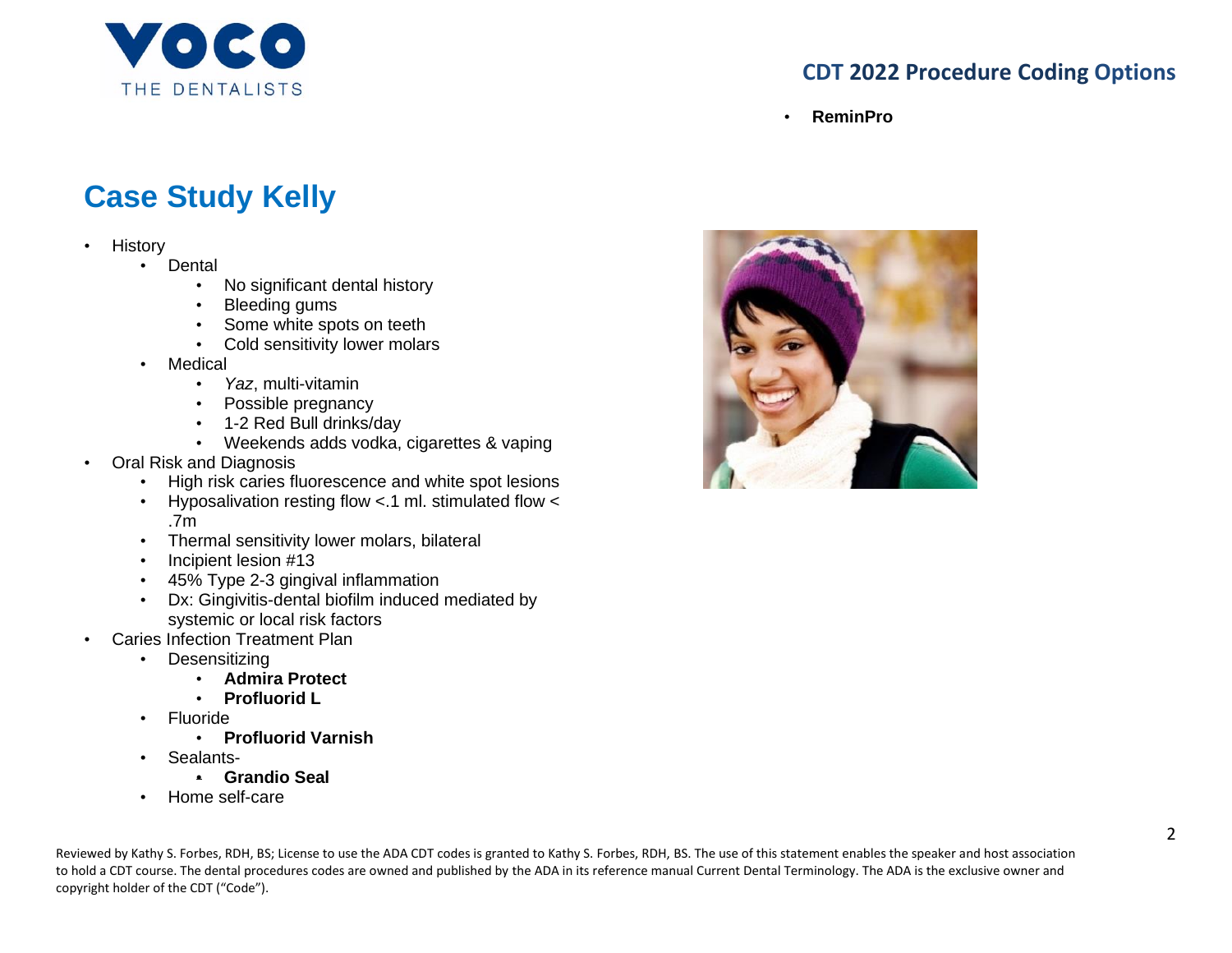**CDT 2022 Procedure Coding Options**

- **ReminPro**

# Case Study Kelly

- History
  - Dental
    - No significant dental history
    - Bleeding gums
    - Some white spots on teeth
    - Cold sensitivity lower molars
  - Medical
    - *Yaz*, multi-vitamin
    - Possible pregnancy
    - 1-2 Red Bull drinks/day
    - Weekends adds vodka, cigarettes & vaping
- Oral Risk and Diagnosis
  - High risk caries fluorescence and white spot lesions
  - Hyposalivation resting flow <.1 ml. stimulated flow < .7m
  - Thermal sensitivity lower molars, bilateral
  - Incipient lesion #13
  - 45% Type 2-3 gingival inflammation
  - Dx: Gingivitis-dental biofilm induced mediated by systemic or local risk factors
- Caries Infection Treatment Plan
  - Desensitizing
    - **Admira Protect**
    - **Profluorid L**
  - Fluoride
    - **Profluorid Varnish**
  - Sealants-
    - **Grandio Seal**
  - Home self-care

Reviewed by Kathy S. Forbes, RDH, BS; License to use the ADA CDT codes is granted to Kathy S. Forbes, RDH, BS. The use of this statement enables the speaker and host association to hold a CDT course. The dental procedures codes are owned and published by the ADA in its reference manual Current Dental Terminology. The ADA is the exclusive owner and copyright holder of the CDT ("Code").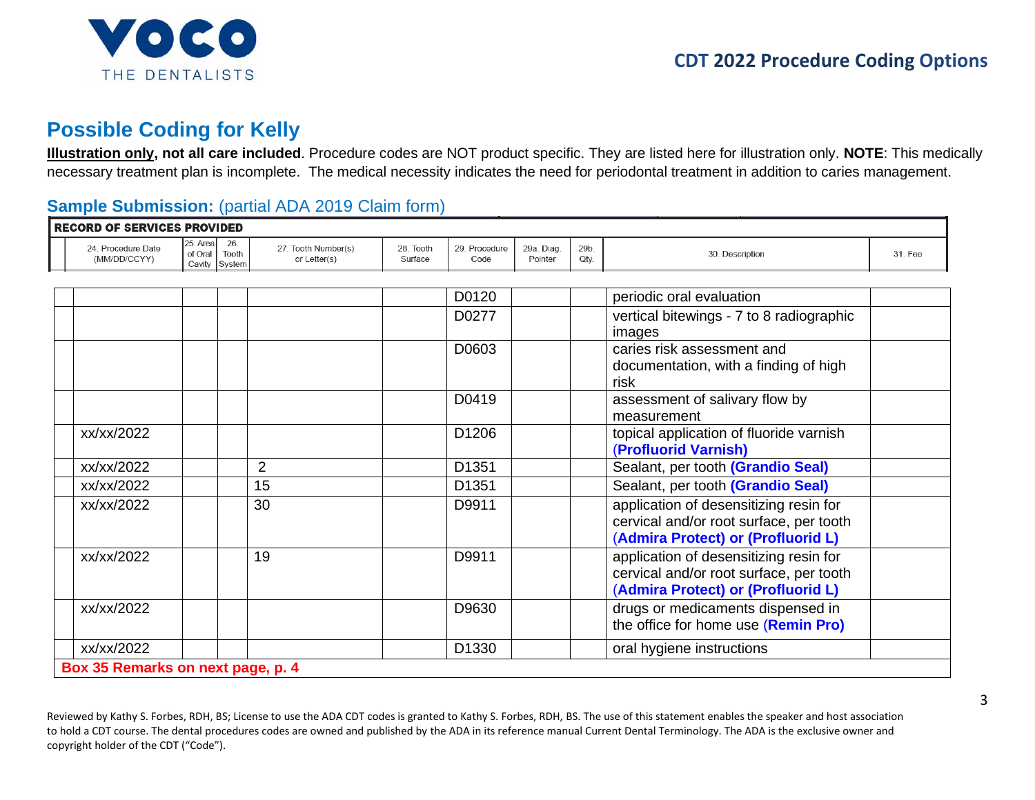## Possible Coding for Kelly

**Illustration only, not all care included**. Procedure codes are NOT product specific. They are listed here for illustration only. **NOTE**: This medically necessary treatment plan is incomplete. The medical necessity indicates the need for periodontal treatment in addition to caries management.

### Sample Submission: (partial ADA 2019 Claim form)

**RECORD OF SERVICES PROVIDED**

| | 24. Procedure Date (MM/DD/CCYY) | 25. Area of Oral Cavity | 26. Tooth System | 27. Tooth Number(s) or Letter(s) | 28. Tooth Surface | 29. Procedure Code | 29a. Diag. Pointer | 29b. Qty. | 30. Description | 31. Fee |
|---|---|---|---|---|---|---|---|---|---|---|
| | | | | | | D0120 | | | periodic oral evaluation | |
| | | | | | | D0277 | | | vertical bitewings - 7 to 8 radiographic images | |
| | | | | | | D0603 | | | caries risk assessment and documentation, with a finding of high risk | |
| | | | | | | D0419 | | | assessment of salivary flow by measurement | |
| | xx/xx/2022 | | | | | D1206 | | | topical application of fluoride varnish (**Profluorid Varnish)** | |
| | xx/xx/2022 | | | 2 | | D1351 | | | Sealant, per tooth **(Grandio Seal)** | |
| | xx/xx/2022 | | | 15 | | D1351 | | | Sealant, per tooth **(Grandio Seal)** | |
| | xx/xx/2022 | | | 30 | | D9911 | | | application of desensitizing resin for cervical and/or root surface, per tooth (**Admira Protect) or (Profluorid L)** | |
| | xx/xx/2022 | | | 19 | | D9911 | | | application of desensitizing resin for cervical and/or root surface, per tooth (**Admira Protect) or (Profluorid L)** | |
| | xx/xx/2022 | | | | | D9630 | | | drugs or medicaments dispensed in the office for home use (**Remin Pro)** | |
| | xx/xx/2022 | | | | | D1330 | | | oral hygiene instructions | |

**Box 35 Remarks on next page, p. 4**

Reviewed by Kathy S. Forbes, RDH, BS; License to use the ADA CDT codes is granted to Kathy S. Forbes, RDH, BS. The use of this statement enables the speaker and host association to hold a CDT course. The dental procedures codes are owned and published by the ADA in its reference manual Current Dental Terminology. The ADA is the exclusive owner and copyright holder of the CDT ("Code").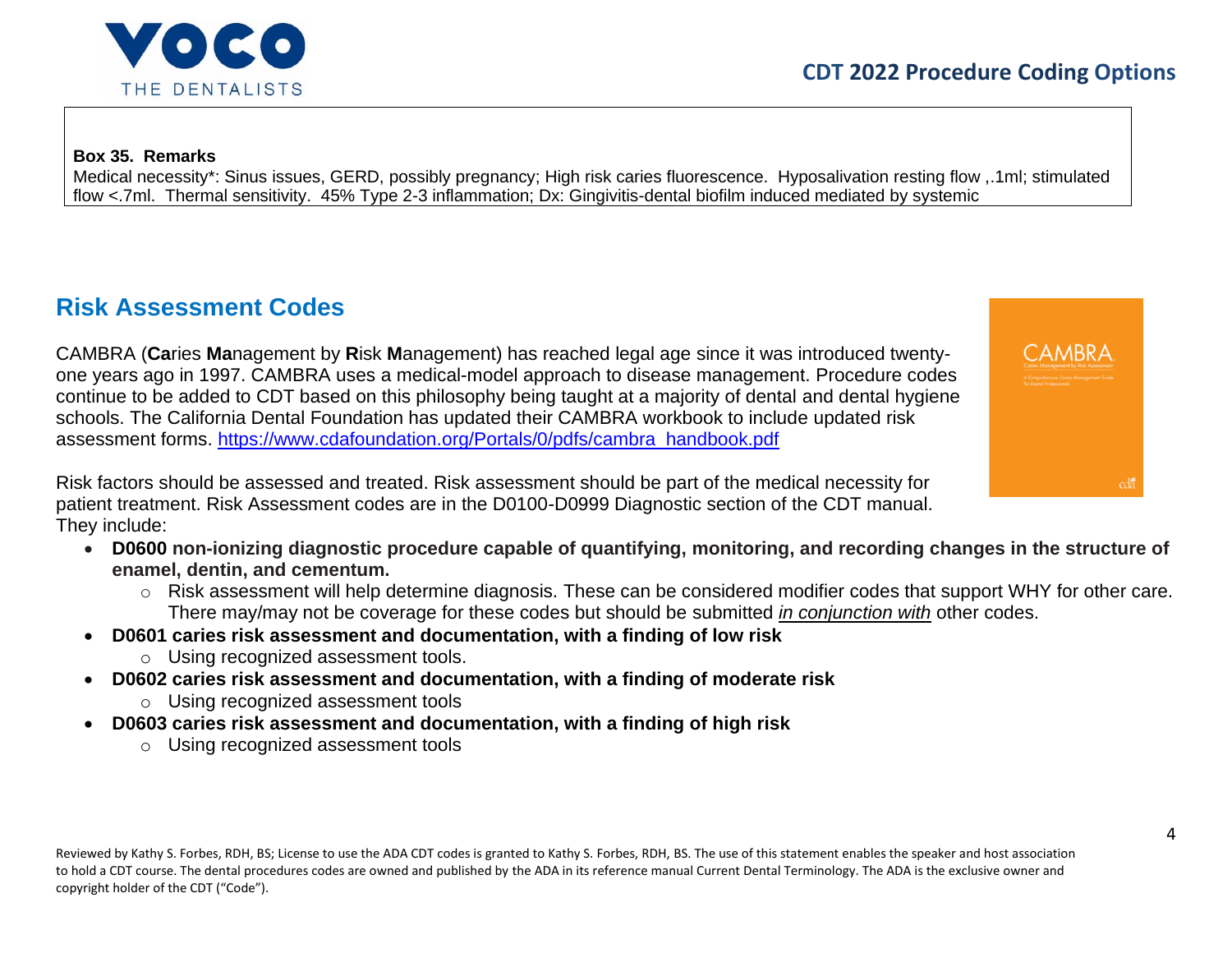**Box 35. Remarks**
Medical necessity*: Sinus issues, GERD, possibly pregnancy; High risk caries fluorescence. Hyposalivation resting flow ,.1ml; stimulated flow <.7ml. Thermal sensitivity. 45% Type 2-3 inflammation; Dx: Gingivitis-dental biofilm induced mediated by systemic

## Risk Assessment Codes

CAMBRA (**Ca**ries **Ma**nagement by **R**isk **M**anagement) has reached legal age since it was introduced twenty-one years ago in 1997. CAMBRA uses a medical-model approach to disease management. Procedure codes continue to be added to CDT based on this philosophy being taught at a majority of dental and dental hygiene schools. The California Dental Foundation has updated their CAMBRA workbook to include updated risk assessment forms. https://www.cdafoundation.org/Portals/0/pdfs/cambra_handbook.pdf

Risk factors should be assessed and treated. Risk assessment should be part of the medical necessity for patient treatment. Risk Assessment codes are in the D0100-D0999 Diagnostic section of the CDT manual. They include:

- **D0600 non-ionizing diagnostic procedure capable of quantifying, monitoring, and recording changes in the structure of enamel, dentin, and cementum.**
  - Risk assessment will help determine diagnosis. These can be considered modifier codes that support WHY for other care. There may/may not be coverage for these codes but should be submitted ***in conjunction with*** other codes.
- **D0601 caries risk assessment and documentation, with a finding of low risk**
  - Using recognized assessment tools.
- **D0602 caries risk assessment and documentation, with a finding of moderate risk**
  - Using recognized assessment tools
- **D0603 caries risk assessment and documentation, with a finding of high risk**
  - Using recognized assessment tools

Reviewed by Kathy S. Forbes, RDH, BS; License to use the ADA CDT codes is granted to Kathy S. Forbes, RDH, BS. The use of this statement enables the speaker and host association to hold a CDT course. The dental procedures codes are owned and published by the ADA in its reference manual Current Dental Terminology. The ADA is the exclusive owner and copyright holder of the CDT ("Code").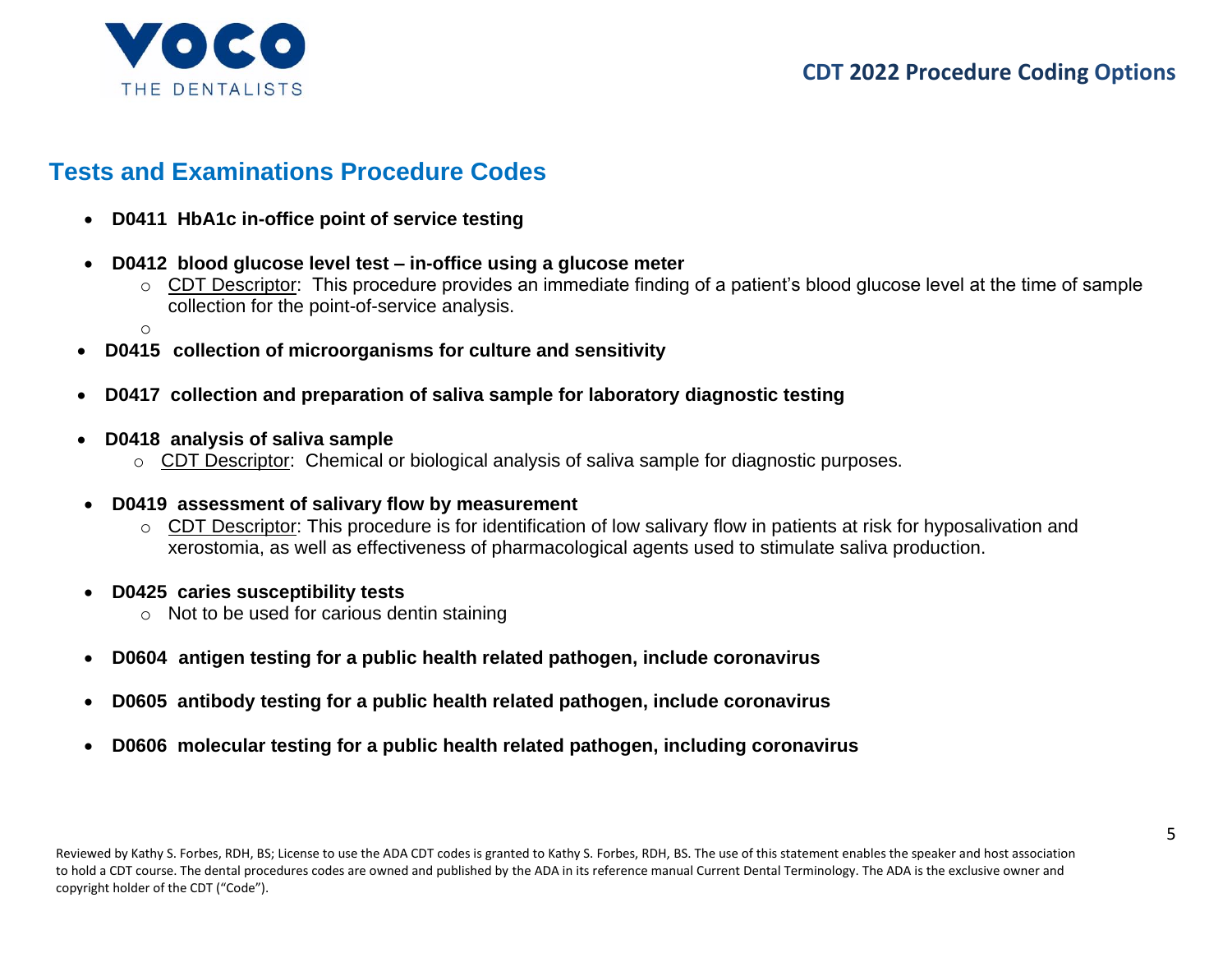## Tests and Examinations Procedure Codes

- **D0411  HbA1c in-office point of service testing**
- **D0412  blood glucose level test – in-office using a glucose meter**
  - CDT Descriptor:  This procedure provides an immediate finding of a patient's blood glucose level at the time of sample collection for the point-of-service analysis.
- **D0415  collection of microorganisms for culture and sensitivity**
- **D0417  collection and preparation of saliva sample for laboratory diagnostic testing**
- **D0418  analysis of saliva sample**
  - CDT Descriptor:  Chemical or biological analysis of saliva sample for diagnostic purposes.
- **D0419  assessment of salivary flow by measurement**
  - CDT Descriptor: This procedure is for identification of low salivary flow in patients at risk for hyposalivation and xerostomia, as well as effectiveness of pharmacological agents used to stimulate saliva production.
- **D0425  caries susceptibility tests**
  - Not to be used for carious dentin staining
- **D0604  antigen testing for a public health related pathogen, include coronavirus**
- **D0605  antibody testing for a public health related pathogen, include coronavirus**
- **D0606  molecular testing for a public health related pathogen, including coronavirus**

Reviewed by Kathy S. Forbes, RDH, BS; License to use the ADA CDT codes is granted to Kathy S. Forbes, RDH, BS. The use of this statement enables the speaker and host association to hold a CDT course. The dental procedures codes are owned and published by the ADA in its reference manual Current Dental Terminology. The ADA is the exclusive owner and copyright holder of the CDT ("Code").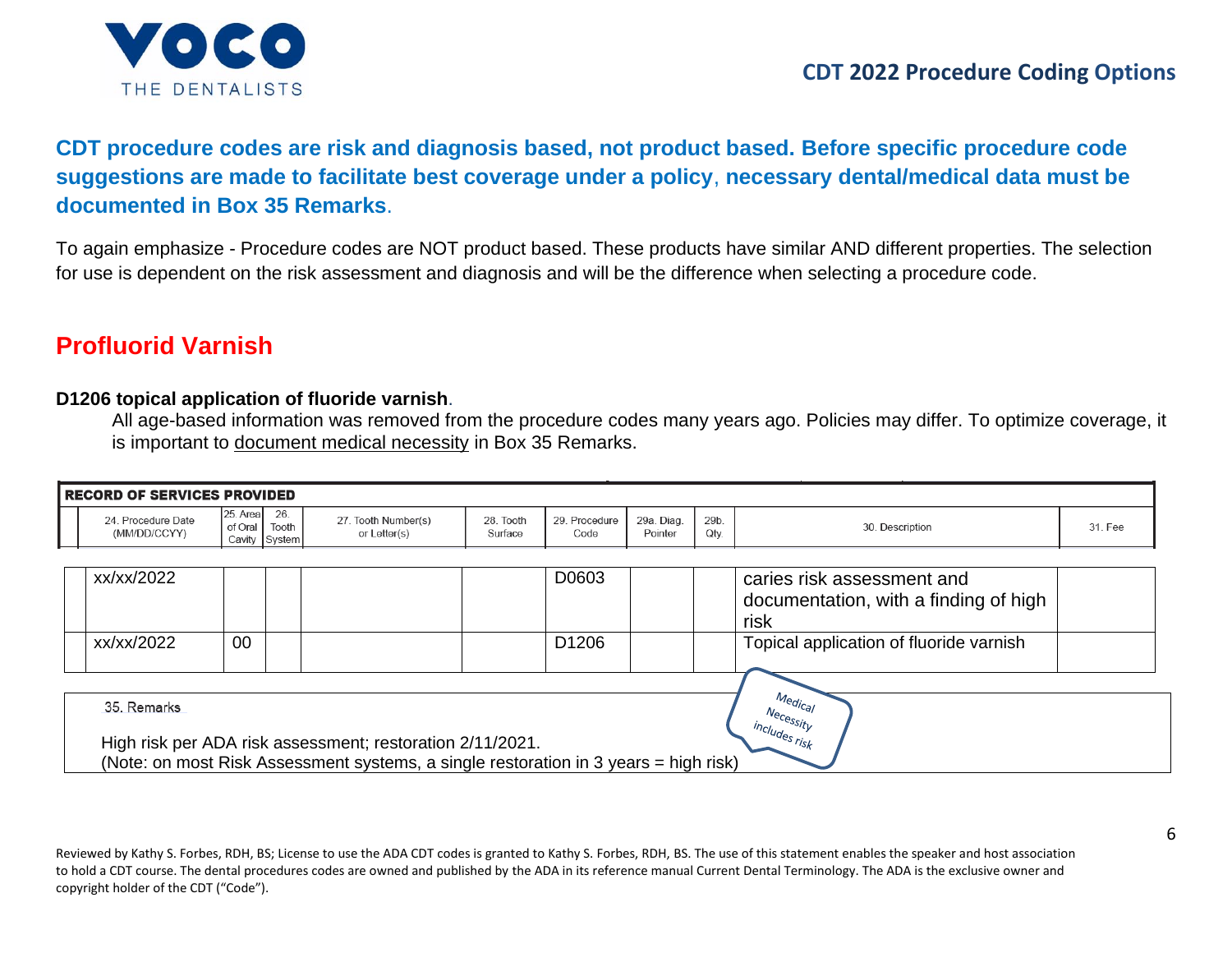**CDT procedure codes are risk and diagnosis based, not product based. Before specific procedure code suggestions are made to facilitate best coverage under a policy, necessary dental/medical data must be documented in Box 35 Remarks.**

To again emphasize - Procedure codes are NOT product based. These products have similar AND different properties. The selection for use is dependent on the risk assessment and diagnosis and will be the difference when selecting a procedure code.

## Profluorid Varnish

**D1206 topical application of fluoride varnish**.

All age-based information was removed from the procedure codes many years ago. Policies may differ. To optimize coverage, it is important to document medical necessity in Box 35 Remarks.

**RECORD OF SERVICES PROVIDED**

| | 24. Procedure Date (MM/DD/CCYY) | 25. Area of Oral Cavity | 26. Tooth System | 27. Tooth Number(s) or Letter(s) | 28. Tooth Surface | 29. Procedure Code | 29a. Diag. Pointer | 29b. Qty. | 30. Description | 31. Fee |
|---|---|---|---|---|---|---|---|---|---|---|
| | xx/xx/2022 | | | | | D0603 | | | caries risk assessment and documentation, with a finding of high risk | |
| | xx/xx/2022 | 00 | | | | D1206 | | | Topical application of fluoride varnish | |

35. Remarks

High risk per ADA risk assessment; restoration 2/11/2021.
(Note: on most Risk Assessment systems, a single restoration in 3 years = high risk)

Medical Necessity includes risk

Reviewed by Kathy S. Forbes, RDH, BS; License to use the ADA CDT codes is granted to Kathy S. Forbes, RDH, BS. The use of this statement enables the speaker and host association to hold a CDT course. The dental procedures codes are owned and published by the ADA in its reference manual Current Dental Terminology. The ADA is the exclusive owner and copyright holder of the CDT ("Code").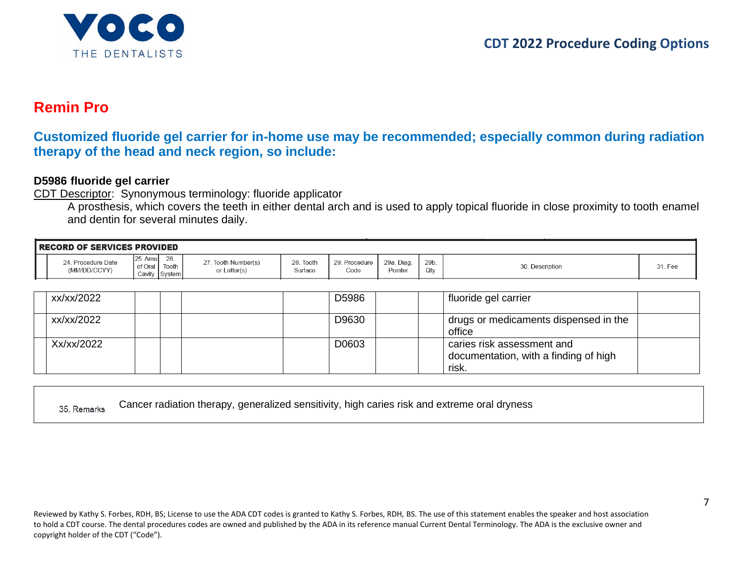# Remin Pro

## Customized fluoride gel carrier for in-home use may be recommended; especially common during radiation therapy of the head and neck region, so include:

**D5986 fluoride gel carrier**

CDT Descriptor: Synonymous terminology: fluoride applicator

A prosthesis, which covers the teeth in either dental arch and is used to apply topical fluoride in close proximity to tooth enamel and dentin for several minutes daily.

**RECORD OF SERVICES PROVIDED**

| | 24. Procedure Date (MM/DD/CCYY) | 25. Area of Oral Cavity | 26. Tooth System | 27. Tooth Number(s) or Letter(s) | 28. Tooth Surface | 29. Procedure Code | 29a. Diag. Pointer | 29b. Qty. | 30. Description | 31. Fee |
|---|---|---|---|---|---|---|---|---|---|---|
| | xx/xx/2022 | | | | | D5986 | | | fluoride gel carrier | |
| | xx/xx/2022 | | | | | D9630 | | | drugs or medicaments dispensed in the office | |
| | Xx/xx/2022 | | | | | D0603 | | | caries risk assessment and documentation, with a finding of high risk. | |

35. Remarks: Cancer radiation therapy, generalized sensitivity, high caries risk and extreme oral dryness

Reviewed by Kathy S. Forbes, RDH, BS; License to use the ADA CDT codes is granted to Kathy S. Forbes, RDH, BS. The use of this statement enables the speaker and host association to hold a CDT course. The dental procedures codes are owned and published by the ADA in its reference manual Current Dental Terminology. The ADA is the exclusive owner and copyright holder of the CDT ("Code").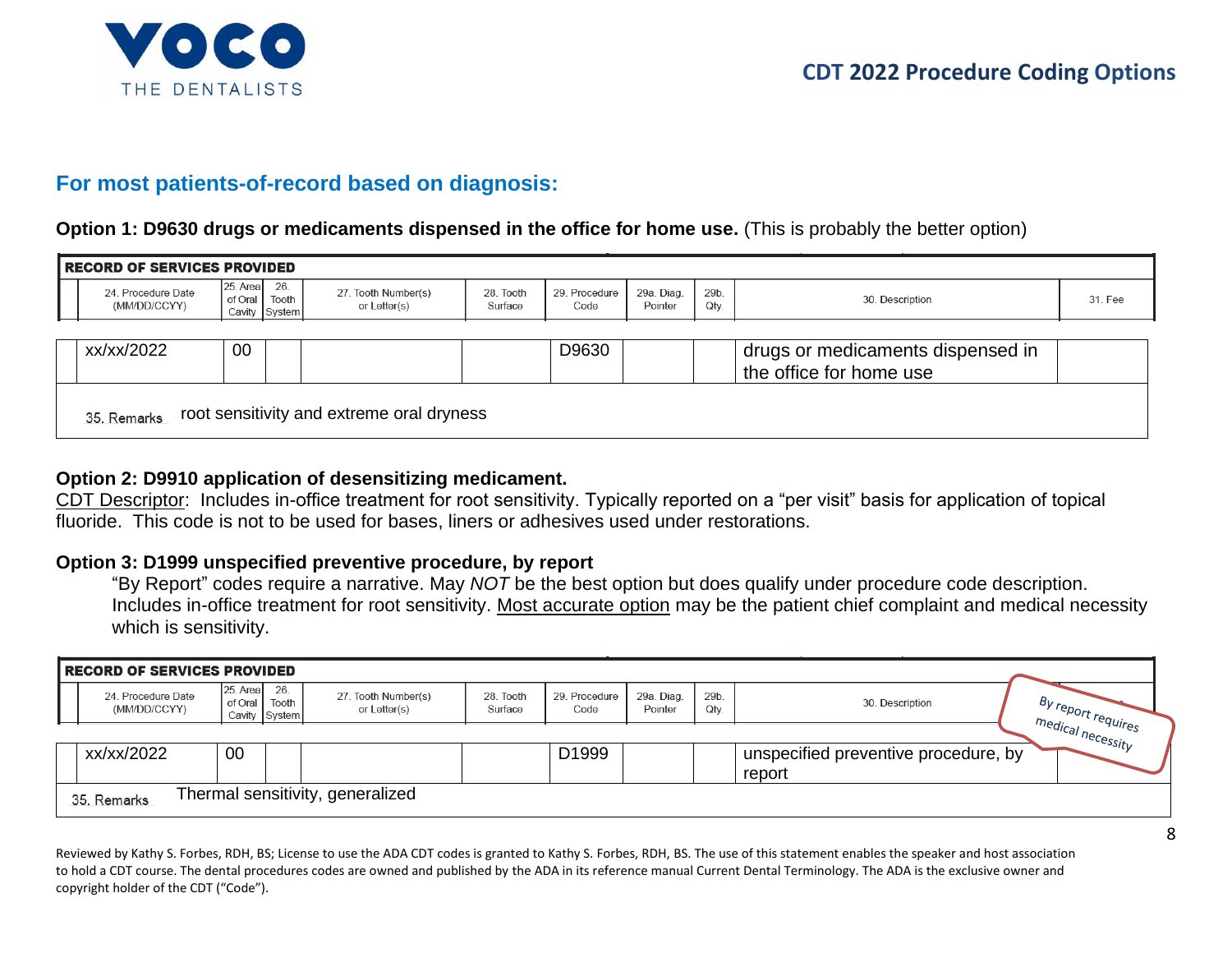## For most patients-of-record based on diagnosis:

**Option 1: D9630 drugs or medicaments dispensed in the office for home use.** (This is probably the better option)

**RECORD OF SERVICES PROVIDED**

| | 24. Procedure Date (MM/DD/CCYY) | 25. Area of Oral Cavity | 26. Tooth System | 27. Tooth Number(s) or Letter(s) | 28. Tooth Surface | 29. Procedure Code | 29a. Diag. Pointer | 29b. Qty. | 30. Description | 31. Fee |
|---|---|---|---|---|---|---|---|---|---|---|
| | xx/xx/2022 | 00 | | | | D9630 | | | drugs or medicaments dispensed in the office for home use | |

35. Remarks root sensitivity and extreme oral dryness

**Option 2: D9910 application of desensitizing medicament.**
CDT Descriptor: Includes in-office treatment for root sensitivity. Typically reported on a "per visit" basis for application of topical fluoride. This code is not to be used for bases, liners or adhesives used under restorations.

**Option 3: D1999 unspecified preventive procedure, by report**
"By Report" codes require a narrative. May *NOT* be the best option but does qualify under procedure code description. Includes in-office treatment for root sensitivity. Most accurate option may be the patient chief complaint and medical necessity which is sensitivity.

**RECORD OF SERVICES PROVIDED**

| | 24. Procedure Date (MM/DD/CCYY) | 25. Area of Oral Cavity | 26. Tooth System | 27. Tooth Number(s) or Letter(s) | 28. Tooth Surface | 29. Procedure Code | 29a. Diag. Pointer | 29b. Qty. | 30. Description | 31. Fee |
|---|---|---|---|---|---|---|---|---|---|---|
| | xx/xx/2022 | 00 | | | | D1999 | | | unspecified preventive procedure, by report | |

By report requires medical necessity

35. Remarks Thermal sensitivity, generalized

Reviewed by Kathy S. Forbes, RDH, BS; License to use the ADA CDT codes is granted to Kathy S. Forbes, RDH, BS. The use of this statement enables the speaker and host association to hold a CDT course. The dental procedures codes are owned and published by the ADA in its reference manual Current Dental Terminology. The ADA is the exclusive owner and copyright holder of the CDT ("Code").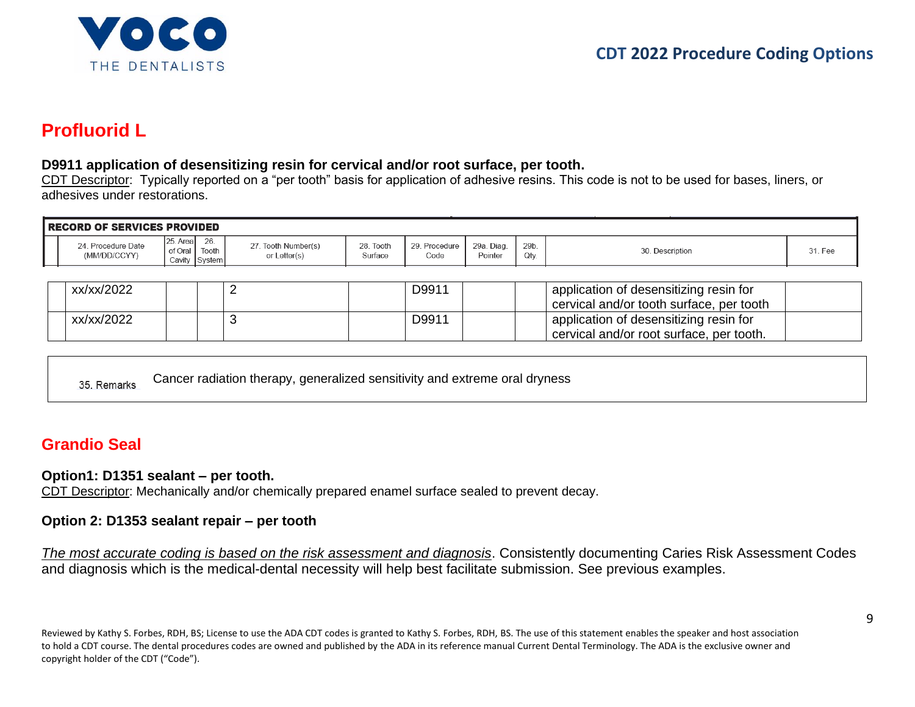# Profluorid L

**D9911 application of desensitizing resin for cervical and/or root surface, per tooth.**
CDT Descriptor: Typically reported on a "per tooth" basis for application of adhesive resins. This code is not to be used for bases, liners, or adhesives under restorations.

**RECORD OF SERVICES PROVIDED**

| | 24. Procedure Date (MM/DD/CCYY) | 25. Area of Oral Cavity | 26. Tooth System | 27. Tooth Number(s) or Letter(s) | 28. Tooth Surface | 29. Procedure Code | 29a. Diag. Pointer | 29b. Qty. | 30. Description | 31. Fee |
|---|---|---|---|---|---|---|---|---|---|---|
| | xx/xx/2022 | | | 2 | | D9911 | | | application of desensitizing resin for cervical and/or tooth surface, per tooth | |
| | xx/xx/2022 | | | 3 | | D9911 | | | application of desensitizing resin for cervical and/or root surface, per tooth. | |

35. Remarks: Cancer radiation therapy, generalized sensitivity and extreme oral dryness

# Grandio Seal

**Option1: D1351 sealant – per tooth.**
CDT Descriptor: Mechanically and/or chemically prepared enamel surface sealed to prevent decay.

**Option 2: D1353 sealant repair – per tooth**

*The most accurate coding is based on the risk assessment and diagnosis*. Consistently documenting Caries Risk Assessment Codes and diagnosis which is the medical-dental necessity will help best facilitate submission. See previous examples.

Reviewed by Kathy S. Forbes, RDH, BS; License to use the ADA CDT codes is granted to Kathy S. Forbes, RDH, BS. The use of this statement enables the speaker and host association to hold a CDT course. The dental procedures codes are owned and published by the ADA in its reference manual Current Dental Terminology. The ADA is the exclusive owner and copyright holder of the CDT ("Code").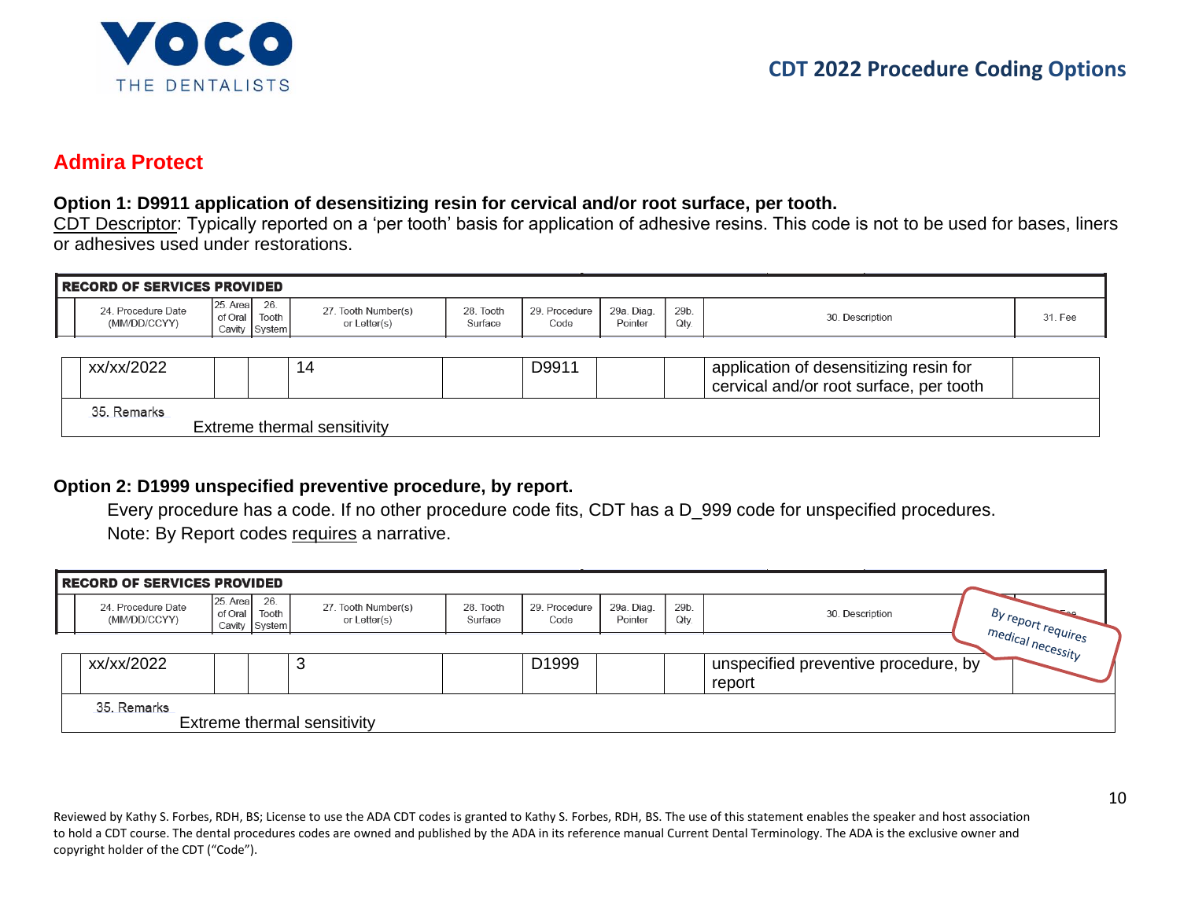**CDT 2022 Procedure Coding Options**

## Admira Protect

**Option 1: D9911 application of desensitizing resin for cervical and/or root surface, per tooth.**

CDT Descriptor: Typically reported on a 'per tooth' basis for application of adhesive resins. This code is not to be used for bases, liners or adhesives used under restorations.

**RECORD OF SERVICES PROVIDED**

| | 24. Procedure Date (MM/DD/CCYY) | 25. Area of Oral Cavity | 26. Tooth System | 27. Tooth Number(s) or Letter(s) | 28. Tooth Surface | 29. Procedure Code | 29a. Diag. Pointer | 29b. Qty. | 30. Description | 31. Fee |
|---|---|---|---|---|---|---|---|---|---|---|
| | xx/xx/2022 | | | 14 | | D9911 | | | application of desensitizing resin for cervical and/or root surface, per tooth | |

35. Remarks
Extreme thermal sensitivity

**Option 2: D1999 unspecified preventive procedure, by report.**

Every procedure has a code. If no other procedure code fits, CDT has a D_999 code for unspecified procedures.

Note: By Report codes requires a narrative.

**RECORD OF SERVICES PROVIDED**

| | 24. Procedure Date (MM/DD/CCYY) | 25. Area of Oral Cavity | 26. Tooth System | 27. Tooth Number(s) or Letter(s) | 28. Tooth Surface | 29. Procedure Code | 29a. Diag. Pointer | 29b. Qty. | 30. Description | 31. Fee |
|---|---|---|---|---|---|---|---|---|---|---|
| | xx/xx/2022 | | | 3 | | D1999 | | | unspecified preventive procedure, by report | |

35. Remarks
Extreme thermal sensitivity

*By report requires medical necessity*

Reviewed by Kathy S. Forbes, RDH, BS; License to use the ADA CDT codes is granted to Kathy S. Forbes, RDH, BS. The use of this statement enables the speaker and host association to hold a CDT course. The dental procedures codes are owned and published by the ADA in its reference manual Current Dental Terminology. The ADA is the exclusive owner and copyright holder of the CDT ("Code").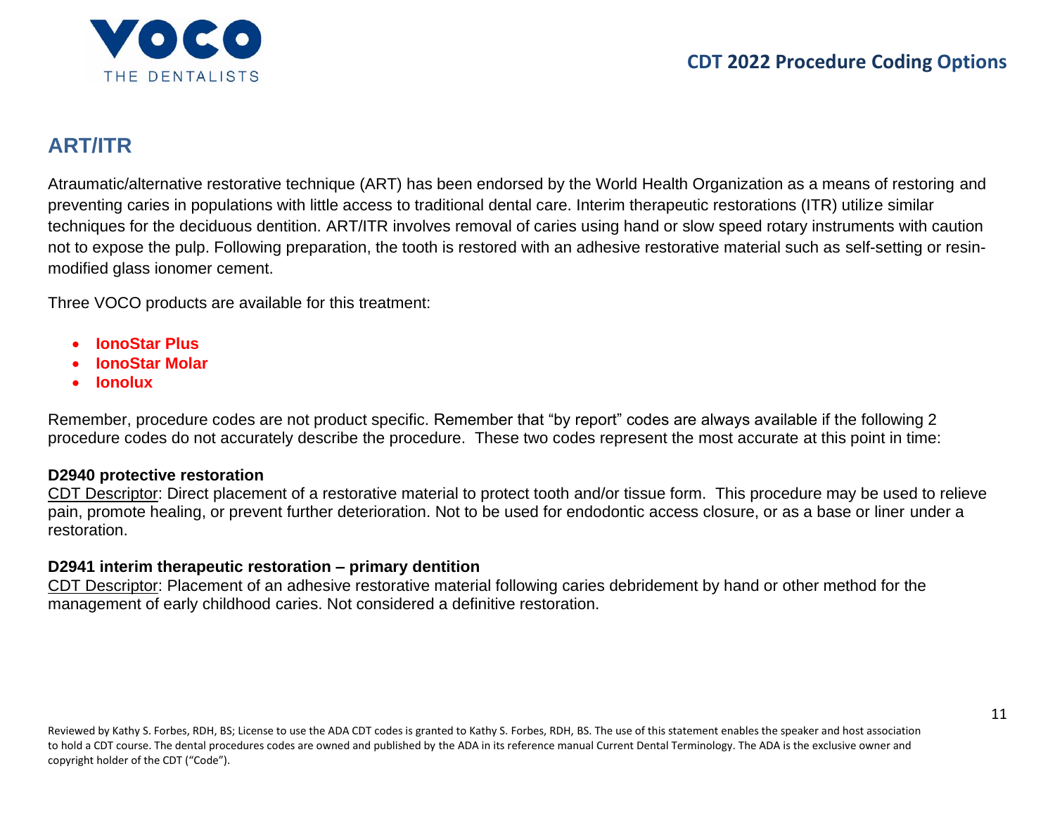## ART/ITR

Atraumatic/alternative restorative technique (ART) has been endorsed by the World Health Organization as a means of restoring and preventing caries in populations with little access to traditional dental care. Interim therapeutic restorations (ITR) utilize similar techniques for the deciduous dentition. ART/ITR involves removal of caries using hand or slow speed rotary instruments with caution not to expose the pulp. Following preparation, the tooth is restored with an adhesive restorative material such as self-setting or resin-modified glass ionomer cement.

Three VOCO products are available for this treatment:

- **IonoStar Plus**
- **IonoStar Molar**
- **Ionolux**

Remember, procedure codes are not product specific. Remember that "by report" codes are always available if the following 2 procedure codes do not accurately describe the procedure. These two codes represent the most accurate at this point in time:

**D2940 protective restoration**
CDT Descriptor: Direct placement of a restorative material to protect tooth and/or tissue form. This procedure may be used to relieve pain, promote healing, or prevent further deterioration. Not to be used for endodontic access closure, or as a base or liner under a restoration.

**D2941 interim therapeutic restoration – primary dentition**
CDT Descriptor: Placement of an adhesive restorative material following caries debridement by hand or other method for the management of early childhood caries. Not considered a definitive restoration.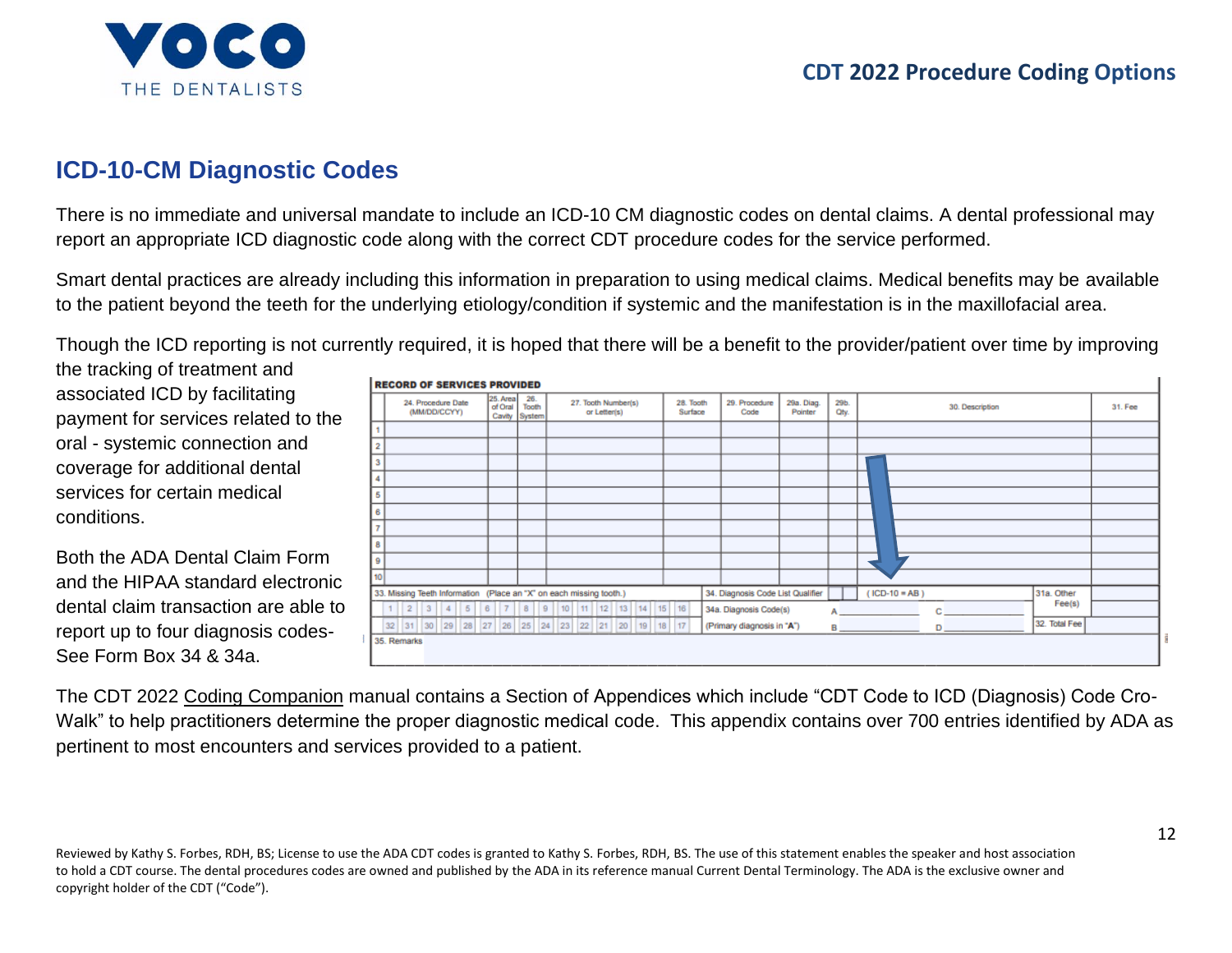## ICD-10-CM Diagnostic Codes

There is no immediate and universal mandate to include an ICD-10 CM diagnostic codes on dental claims. A dental professional may report an appropriate ICD diagnostic code along with the correct CDT procedure codes for the service performed.

Smart dental practices are already including this information in preparation to using medical claims. Medical benefits may be available to the patient beyond the teeth for the underlying etiology/condition if systemic and the manifestation is in the maxillofacial area.

Though the ICD reporting is not currently required, it is hoped that there will be a benefit to the provider/patient over time by improving the tracking of treatment and associated ICD by facilitating payment for services related to the oral - systemic connection and coverage for additional dental services for certain medical conditions.

Both the ADA Dental Claim Form and the HIPAA standard electronic dental claim transaction are able to report up to four diagnosis codes- See Form Box 34 & 34a.

**RECORD OF SERVICES PROVIDED**

| | 24. Procedure Date (MM/DD/CCYY) | 25. Area of Oral Cavity | 26. Tooth System | 27. Tooth Number(s) or Letter(s) | 28. Tooth Surface | 29. Procedure Code | 29a. Diag. Pointer | 29b. Qty. | 30. Description | 31. Fee |
|---|---|---|---|---|---|---|---|---|---|---|
| 1 | | | | | | | | | | |
| 2 | | | | | | | | | | |
| 3 | | | | | | | | | | |
| 4 | | | | | | | | | | |
| 5 | | | | | | | | | | |
| 6 | | | | | | | | | | |
| 7 | | | | | | | | | | |
| 8 | | | | | | | | | | |
| 9 | | | | | | | | | | |
| 10 | | | | | | | | | | |

33. Missing Teeth Information (Place an "X" on each missing tooth.)
1 2 3 4 5 6 7 8 9 10 11 12 13 14 15 16
32 31 30 29 28 27 26 25 24 23 22 21 20 19 18 17

34. Diagnosis Code List Qualifier ( ICD-10 = AB )
34a. Diagnosis Code(s) (Primary diagnosis in "A") A ______ B ______ C ______ D ______

31a. Other Fee(s)
32. Total Fee

35. Remarks

The CDT 2022 Coding Companion manual contains a Section of Appendices which include "CDT Code to ICD (Diagnosis) Code Cro-Walk" to help practitioners determine the proper diagnostic medical code. This appendix contains over 700 entries identified by ADA as pertinent to most encounters and services provided to a patient.

Reviewed by Kathy S. Forbes, RDH, BS; License to use the ADA CDT codes is granted to Kathy S. Forbes, RDH, BS. The use of this statement enables the speaker and host association to hold a CDT course. The dental procedures codes are owned and published by the ADA in its reference manual Current Dental Terminology. The ADA is the exclusive owner and copyright holder of the CDT ("Code").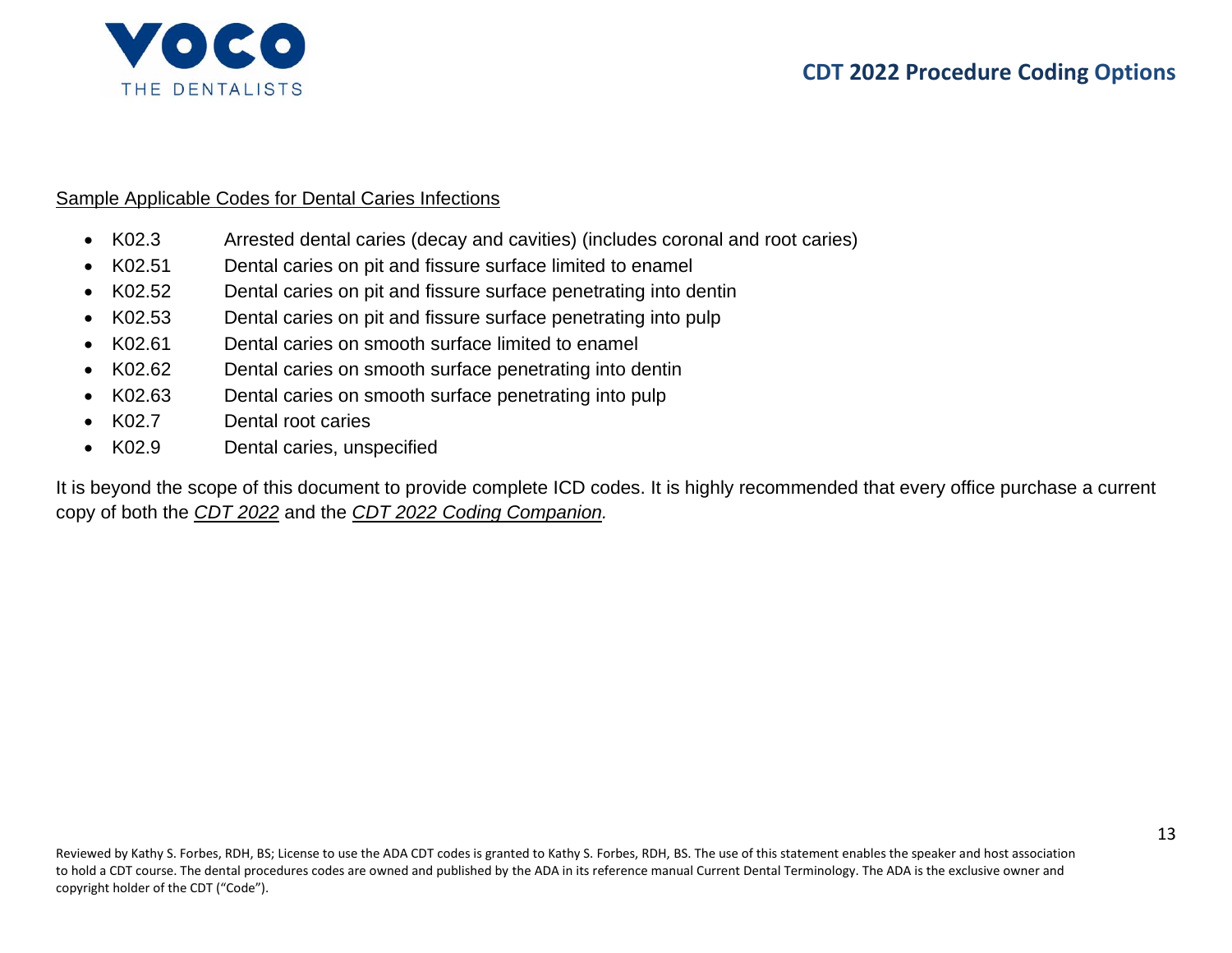Sample Applicable Codes for Dental Caries Infections

- K02.3 Arrested dental caries (decay and cavities) (includes coronal and root caries)
- K02.51 Dental caries on pit and fissure surface limited to enamel
- K02.52 Dental caries on pit and fissure surface penetrating into dentin
- K02.53 Dental caries on pit and fissure surface penetrating into pulp
- K02.61 Dental caries on smooth surface limited to enamel
- K02.62 Dental caries on smooth surface penetrating into dentin
- K02.63 Dental caries on smooth surface penetrating into pulp
- K02.7 Dental root caries
- K02.9 Dental caries, unspecified

It is beyond the scope of this document to provide complete ICD codes. It is highly recommended that every office purchase a current copy of both the *CDT 2022* and the *CDT 2022 Coding Companion.*

Reviewed by Kathy S. Forbes, RDH, BS; License to use the ADA CDT codes is granted to Kathy S. Forbes, RDH, BS. The use of this statement enables the speaker and host association to hold a CDT course. The dental procedures codes are owned and published by the ADA in its reference manual Current Dental Terminology. The ADA is the exclusive owner and copyright holder of the CDT ("Code").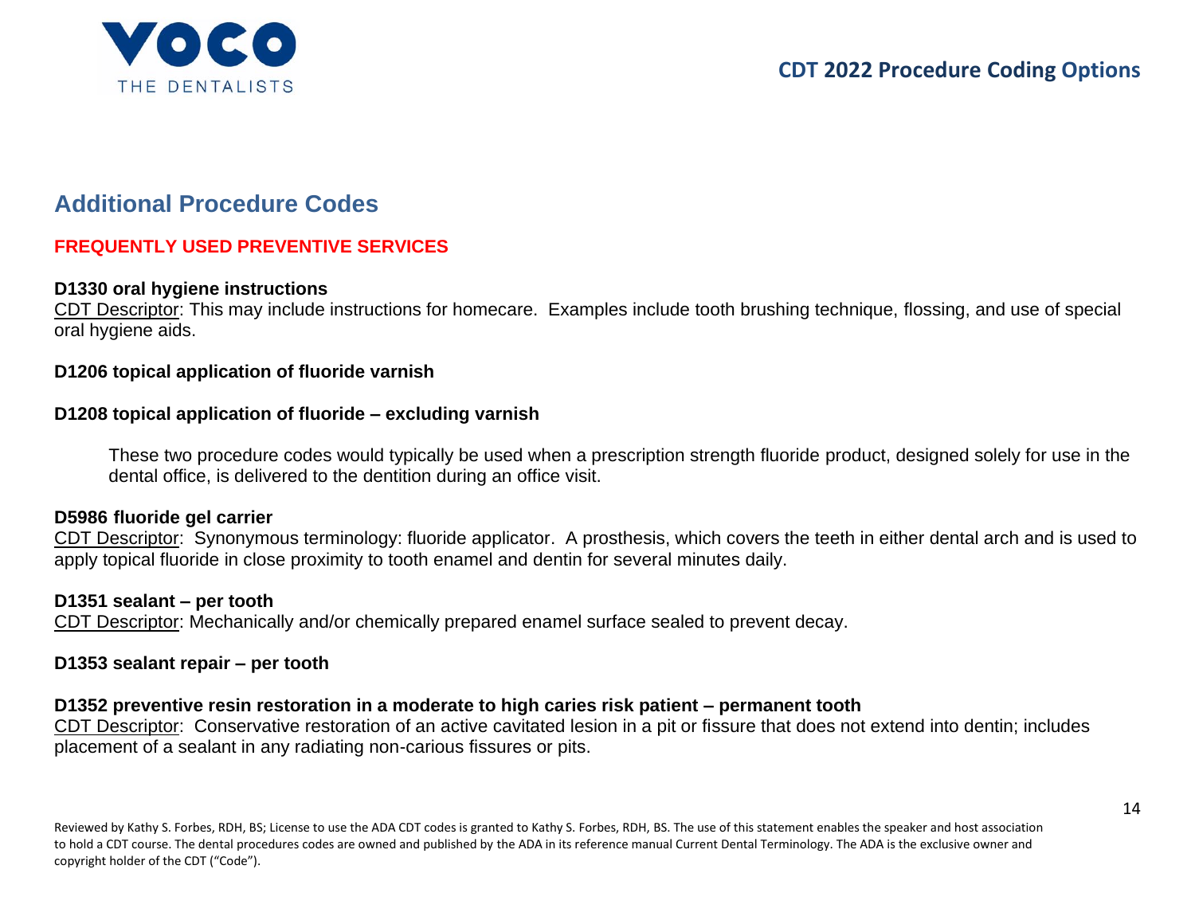## Additional Procedure Codes

### FREQUENTLY USED PREVENTIVE SERVICES

**D1330 oral hygiene instructions**
CDT Descriptor: This may include instructions for homecare. Examples include tooth brushing technique, flossing, and use of special oral hygiene aids.

**D1206 topical application of fluoride varnish**

**D1208 topical application of fluoride – excluding varnish**

> These two procedure codes would typically be used when a prescription strength fluoride product, designed solely for use in the dental office, is delivered to the dentition during an office visit.

**D5986 fluoride gel carrier**
CDT Descriptor: Synonymous terminology: fluoride applicator. A prosthesis, which covers the teeth in either dental arch and is used to apply topical fluoride in close proximity to tooth enamel and dentin for several minutes daily.

**D1351 sealant – per tooth**
CDT Descriptor: Mechanically and/or chemically prepared enamel surface sealed to prevent decay.

**D1353 sealant repair – per tooth**

**D1352 preventive resin restoration in a moderate to high caries risk patient – permanent tooth**
CDT Descriptor: Conservative restoration of an active cavitated lesion in a pit or fissure that does not extend into dentin; includes placement of a sealant in any radiating non-carious fissures or pits.

Reviewed by Kathy S. Forbes, RDH, BS; License to use the ADA CDT codes is granted to Kathy S. Forbes, RDH, BS. The use of this statement enables the speaker and host association to hold a CDT course. The dental procedures codes are owned and published by the ADA in its reference manual Current Dental Terminology. The ADA is the exclusive owner and copyright holder of the CDT ("Code").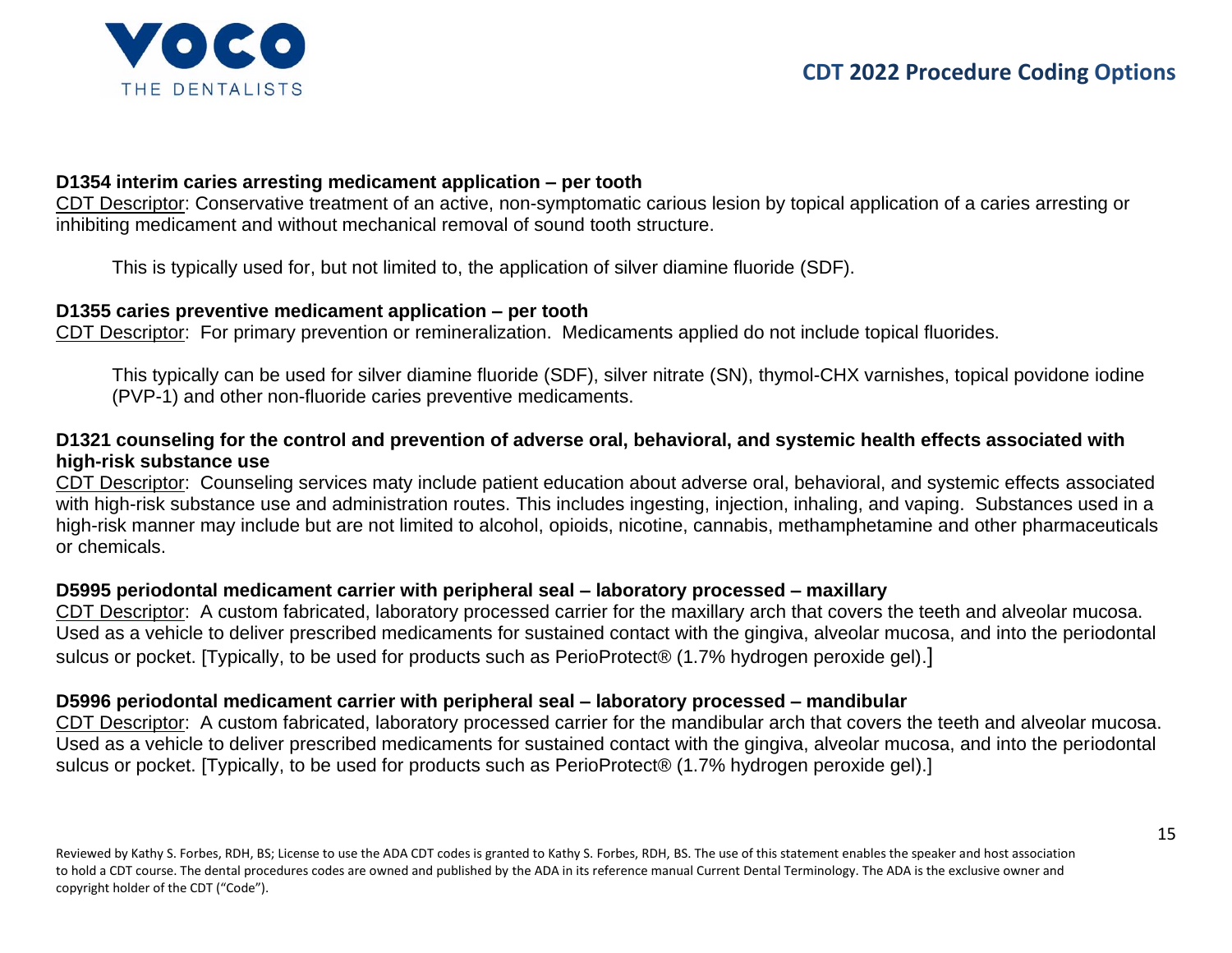**D1354 interim caries arresting medicament application – per tooth**
<u>CDT Descriptor</u>: Conservative treatment of an active, non-symptomatic carious lesion by topical application of a caries arresting or inhibiting medicament and without mechanical removal of sound tooth structure.

This is typically used for, but not limited to, the application of silver diamine fluoride (SDF).

**D1355 caries preventive medicament application – per tooth**
<u>CDT Descriptor</u>: For primary prevention or remineralization. Medicaments applied do not include topical fluorides.

This typically can be used for silver diamine fluoride (SDF), silver nitrate (SN), thymol-CHX varnishes, topical povidone iodine (PVP-1) and other non-fluoride caries preventive medicaments.

**D1321 counseling for the control and prevention of adverse oral, behavioral, and systemic health effects associated with high-risk substance use**
<u>CDT Descriptor</u>: Counseling services maty include patient education about adverse oral, behavioral, and systemic effects associated with high-risk substance use and administration routes. This includes ingesting, injection, inhaling, and vaping. Substances used in a high-risk manner may include but are not limited to alcohol, opioids, nicotine, cannabis, methamphetamine and other pharmaceuticals or chemicals.

**D5995 periodontal medicament carrier with peripheral seal – laboratory processed – maxillary**
<u>CDT Descriptor</u>: A custom fabricated, laboratory processed carrier for the maxillary arch that covers the teeth and alveolar mucosa. Used as a vehicle to deliver prescribed medicaments for sustained contact with the gingiva, alveolar mucosa, and into the periodontal sulcus or pocket. [Typically, to be used for products such as PerioProtect® (1.7% hydrogen peroxide gel).]

**D5996 periodontal medicament carrier with peripheral seal – laboratory processed – mandibular**
<u>CDT Descriptor</u>: A custom fabricated, laboratory processed carrier for the mandibular arch that covers the teeth and alveolar mucosa. Used as a vehicle to deliver prescribed medicaments for sustained contact with the gingiva, alveolar mucosa, and into the periodontal sulcus or pocket. [Typically, to be used for products such as PerioProtect® (1.7% hydrogen peroxide gel).]

Reviewed by Kathy S. Forbes, RDH, BS; License to use the ADA CDT codes is granted to Kathy S. Forbes, RDH, BS. The use of this statement enables the speaker and host association to hold a CDT course. The dental procedures codes are owned and published by the ADA in its reference manual Current Dental Terminology. The ADA is the exclusive owner and copyright holder of the CDT ("Code").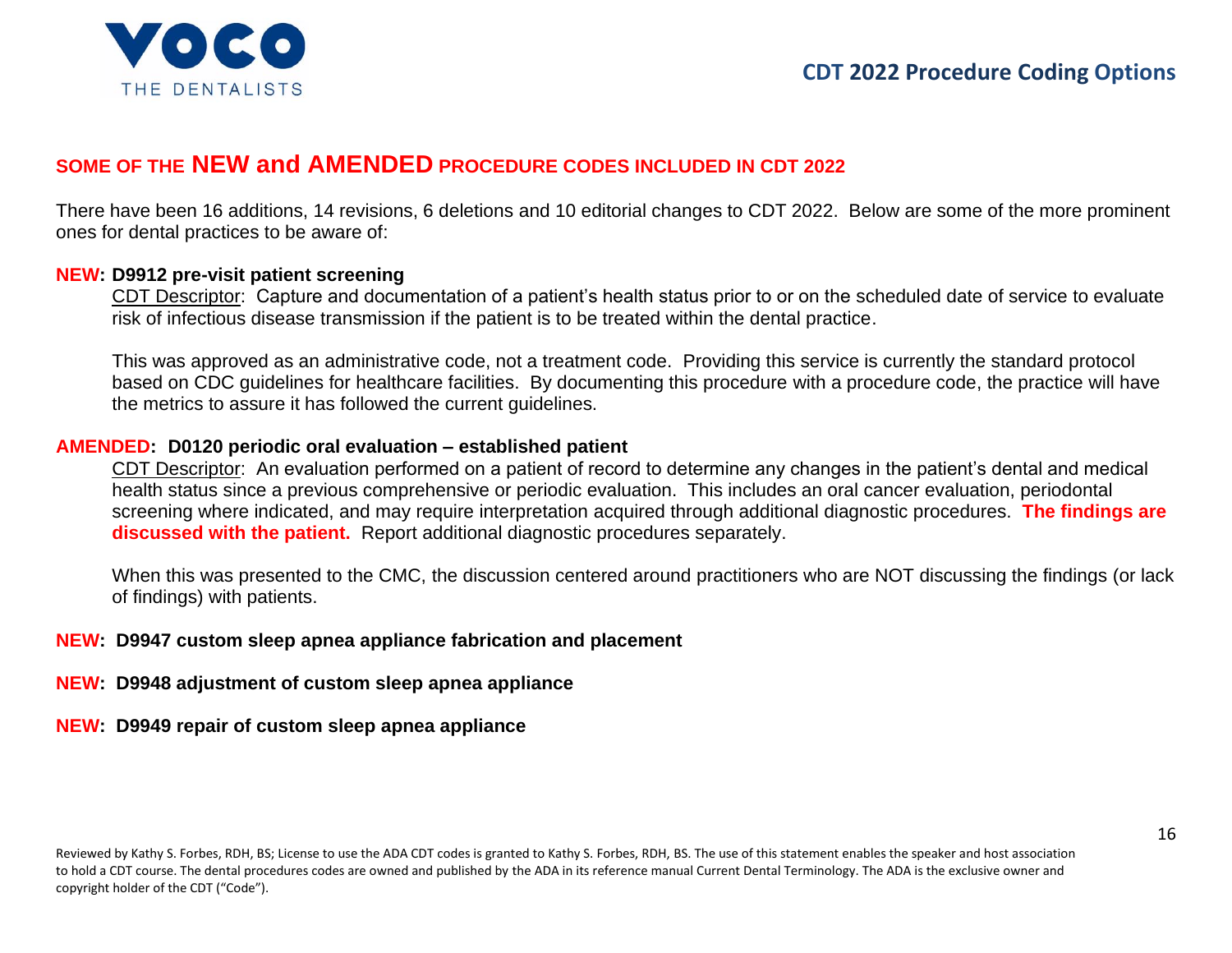## SOME OF THE NEW and AMENDED PROCEDURE CODES INCLUDED IN CDT 2022

There have been 16 additions, 14 revisions, 6 deletions and 10 editorial changes to CDT 2022. Below are some of the more prominent ones for dental practices to be aware of:

**NEW: D9912 pre-visit patient screening**

CDT Descriptor: Capture and documentation of a patient's health status prior to or on the scheduled date of service to evaluate risk of infectious disease transmission if the patient is to be treated within the dental practice.

This was approved as an administrative code, not a treatment code. Providing this service is currently the standard protocol based on CDC guidelines for healthcare facilities. By documenting this procedure with a procedure code, the practice will have the metrics to assure it has followed the current guidelines.

**AMENDED: D0120 periodic oral evaluation – established patient**

CDT Descriptor: An evaluation performed on a patient of record to determine any changes in the patient's dental and medical health status since a previous comprehensive or periodic evaluation. This includes an oral cancer evaluation, periodontal screening where indicated, and may require interpretation acquired through additional diagnostic procedures. **The findings are discussed with the patient.** Report additional diagnostic procedures separately.

When this was presented to the CMC, the discussion centered around practitioners who are NOT discussing the findings (or lack of findings) with patients.

**NEW: D9947 custom sleep apnea appliance fabrication and placement**

**NEW: D9948 adjustment of custom sleep apnea appliance**

**NEW: D9949 repair of custom sleep apnea appliance**

Reviewed by Kathy S. Forbes, RDH, BS; License to use the ADA CDT codes is granted to Kathy S. Forbes, RDH, BS. The use of this statement enables the speaker and host association to hold a CDT course. The dental procedures codes are owned and published by the ADA in its reference manual Current Dental Terminology. The ADA is the exclusive owner and copyright holder of the CDT ("Code").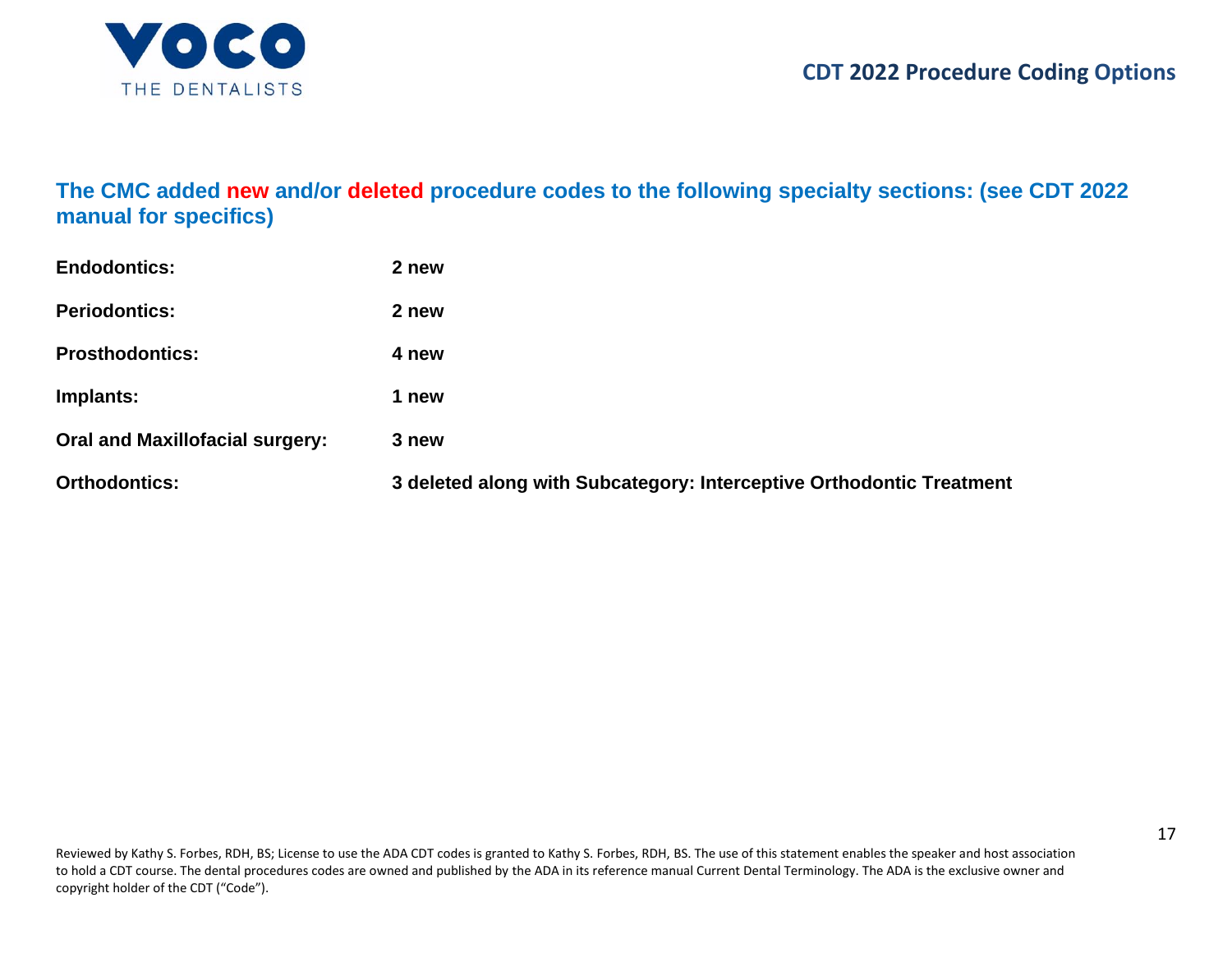## CDT 2022 Procedure Coding Options

### The CMC added new and/or deleted procedure codes to the following specialty sections: (see CDT 2022 manual for specifics)

| | |
|---|---|
| **Endodontics:** | **2 new** |
| **Periodontics:** | **2 new** |
| **Prosthodontics:** | **4 new** |
| **Implants:** | **1 new** |
| **Oral and Maxillofacial surgery:** | **3 new** |
| **Orthodontics:** | **3 deleted along with Subcategory: Interceptive Orthodontic Treatment** |

Reviewed by Kathy S. Forbes, RDH, BS; License to use the ADA CDT codes is granted to Kathy S. Forbes, RDH, BS. The use of this statement enables the speaker and host association to hold a CDT course. The dental procedures codes are owned and published by the ADA in its reference manual Current Dental Terminology. The ADA is the exclusive owner and copyright holder of the CDT ("Code").